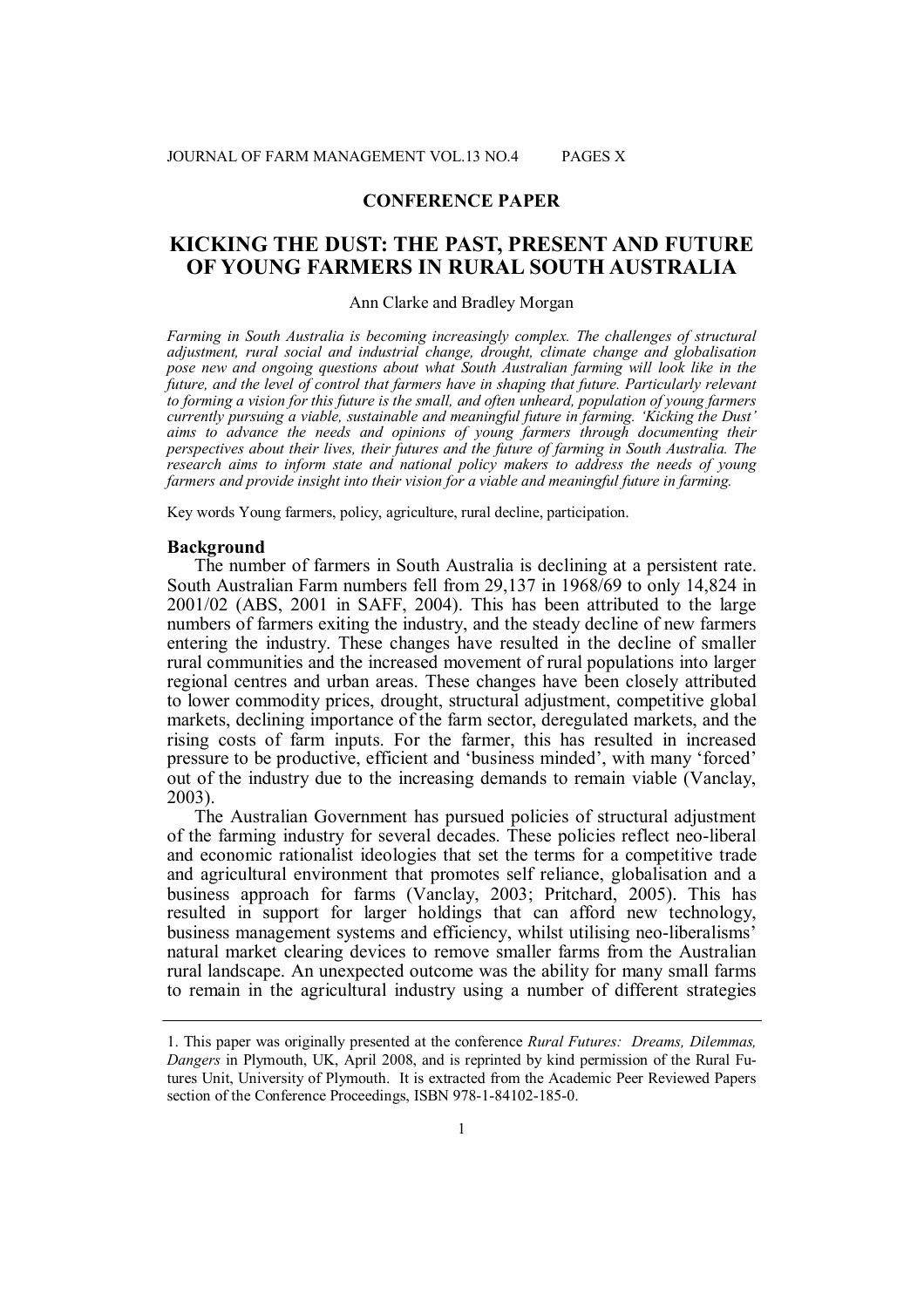**CONFERENCE PAPER**

# KICKING THE DUST: THE PAST, PRESENT AND FUTURE OF YOUNG FARMERS IN RURAL SOUTH AUSTRALIA

Ann Clarke and Bradley Morgan

*Farming in South Australia is becoming increasingly complex. The challenges of structural adjustment, rural social and industrial change, drought, climate change and globalisation pose new and ongoing questions about what South Australian farming will look like in the future, and the level of control that farmers have in shaping that future. Particularly relevant to forming a vision for this future is the small, and often unheard, population of young farmers currently pursuing a viable, sustainable and meaningful future in farming. 'Kicking the Dust' aims to advance the needs and opinions of young farmers through documenting their perspectives about their lives, their futures and the future of farming in South Australia. The research aims to inform state and national policy makers to address the needs of young farmers and provide insight into their vision for a viable and meaningful future in farming.*

Key words Young farmers, policy, agriculture, rural decline, participation.

## Background

The number of farmers in South Australia is declining at a persistent rate. South Australian Farm numbers fell from 29,137 in 1968/69 to only 14,824 in 2001/02 (ABS, 2001 in SAFF, 2004). This has been attributed to the large numbers of farmers exiting the industry, and the steady decline of new farmers entering the industry. These changes have resulted in the decline of smaller rural communities and the increased movement of rural populations into larger regional centres and urban areas. These changes have been closely attributed to lower commodity prices, drought, structural adjustment, competitive global markets, declining importance of the farm sector, deregulated markets, and the rising costs of farm inputs. For the farmer, this has resulted in increased pressure to be productive, efficient and 'business minded', with many 'forced' out of the industry due to the increasing demands to remain viable (Vanclay, 2003).

The Australian Government has pursued policies of structural adjustment of the farming industry for several decades. These policies reflect neo-liberal and economic rationalist ideologies that set the terms for a competitive trade and agricultural environment that promotes self reliance, globalisation and a business approach for farms (Vanclay, 2003; Pritchard, 2005). This has resulted in support for larger holdings that can afford new technology, business management systems and efficiency, whilst utilising neo-liberalisms' natural market clearing devices to remove smaller farms from the Australian rural landscape. An unexpected outcome was the ability for many small farms to remain in the agricultural industry using a number of different strategies

---

1. This paper was originally presented at the conference *Rural Futures: Dreams, Dilemmas, Dangers* in Plymouth, UK, April 2008, and is reprinted by kind permission of the Rural Futures Unit, University of Plymouth. It is extracted from the Academic Peer Reviewed Papers section of the Conference Proceedings, ISBN 978-1-84102-185-0.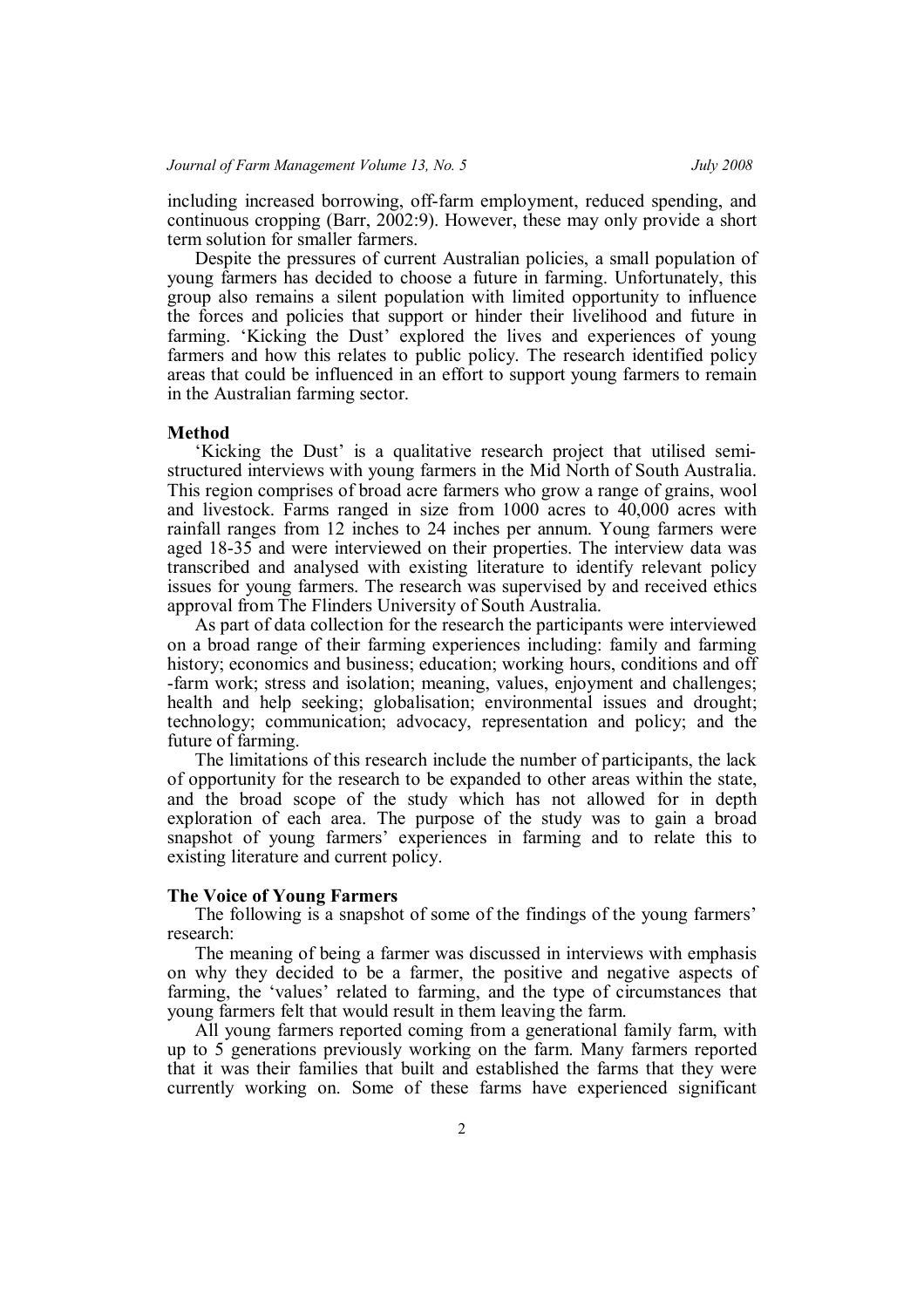including increased borrowing, off-farm employment, reduced spending, and continuous cropping (Barr, 2002:9). However, these may only provide a short term solution for smaller farmers.

Despite the pressures of current Australian policies, a small population of young farmers has decided to choose a future in farming. Unfortunately, this group also remains a silent population with limited opportunity to influence the forces and policies that support or hinder their livelihood and future in farming. 'Kicking the Dust' explored the lives and experiences of young farmers and how this relates to public policy. The research identified policy areas that could be influenced in an effort to support young farmers to remain in the Australian farming sector.

**Method**

'Kicking the Dust' is a qualitative research project that utilised semi-structured interviews with young farmers in the Mid North of South Australia. This region comprises of broad acre farmers who grow a range of grains, wool and livestock. Farms ranged in size from 1000 acres to 40,000 acres with rainfall ranges from 12 inches to 24 inches per annum. Young farmers were aged 18-35 and were interviewed on their properties. The interview data was transcribed and analysed with existing literature to identify relevant policy issues for young farmers. The research was supervised by and received ethics approval from The Flinders University of South Australia.

As part of data collection for the research the participants were interviewed on a broad range of their farming experiences including: family and farming history; economics and business; education; working hours, conditions and off -farm work; stress and isolation; meaning, values, enjoyment and challenges; health and help seeking; globalisation; environmental issues and drought; technology; communication; advocacy, representation and policy; and the future of farming.

The limitations of this research include the number of participants, the lack of opportunity for the research to be expanded to other areas within the state, and the broad scope of the study which has not allowed for in depth exploration of each area. The purpose of the study was to gain a broad snapshot of young farmers' experiences in farming and to relate this to existing literature and current policy.

**The Voice of Young Farmers**

The following is a snapshot of some of the findings of the young farmers' research:

The meaning of being a farmer was discussed in interviews with emphasis on why they decided to be a farmer, the positive and negative aspects of farming, the 'values' related to farming, and the type of circumstances that young farmers felt that would result in them leaving the farm.

All young farmers reported coming from a generational family farm, with up to 5 generations previously working on the farm. Many farmers reported that it was their families that built and established the farms that they were currently working on. Some of these farms have experienced significant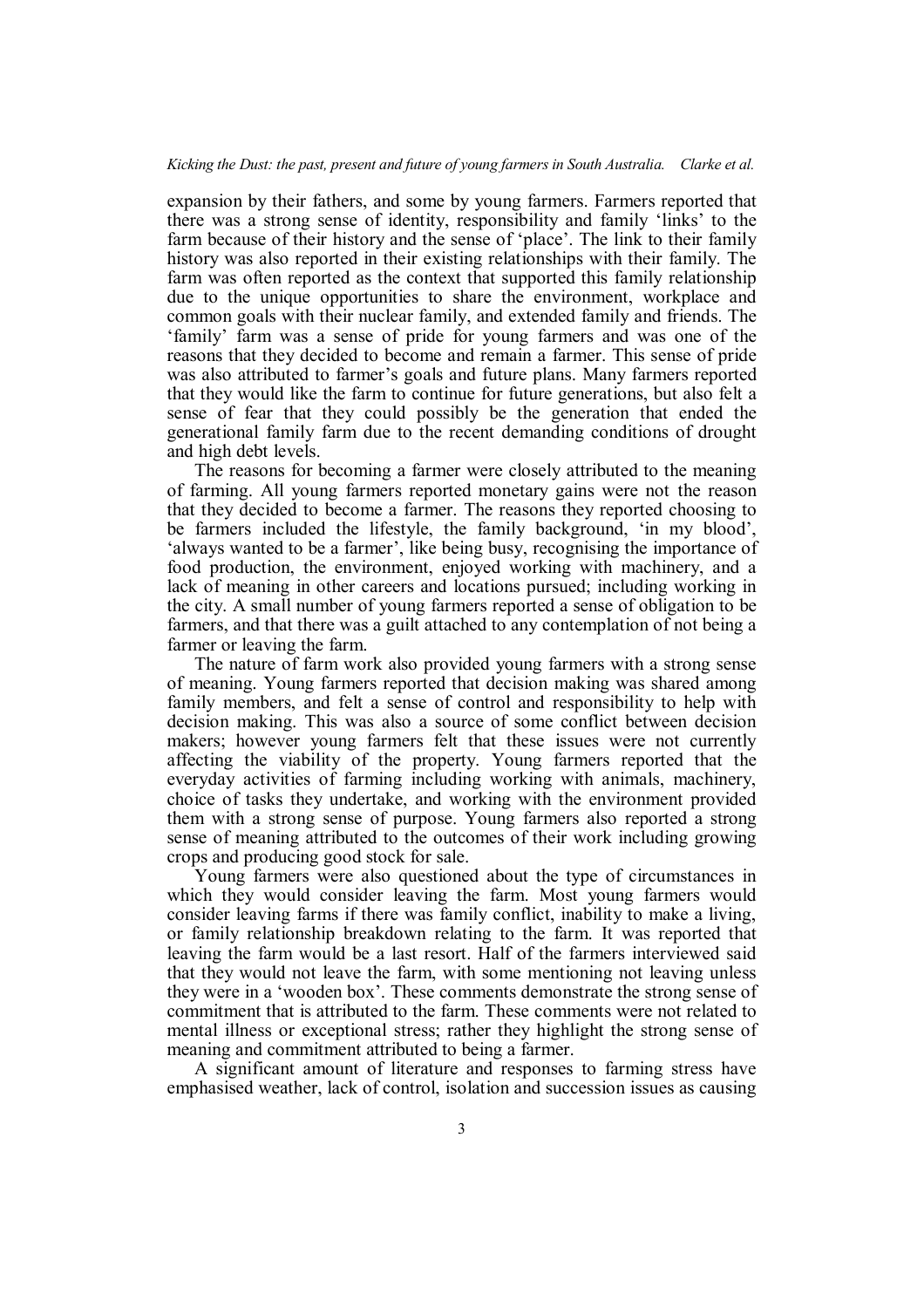expansion by their fathers, and some by young farmers. Farmers reported that there was a strong sense of identity, responsibility and family 'links' to the farm because of their history and the sense of 'place'. The link to their family history was also reported in their existing relationships with their family. The farm was often reported as the context that supported this family relationship due to the unique opportunities to share the environment, workplace and common goals with their nuclear family, and extended family and friends. The 'family' farm was a sense of pride for young farmers and was one of the reasons that they decided to become and remain a farmer. This sense of pride was also attributed to farmer's goals and future plans. Many farmers reported that they would like the farm to continue for future generations, but also felt a sense of fear that they could possibly be the generation that ended the generational family farm due to the recent demanding conditions of drought and high debt levels.

The reasons for becoming a farmer were closely attributed to the meaning of farming. All young farmers reported monetary gains were not the reason that they decided to become a farmer. The reasons they reported choosing to be farmers included the lifestyle, the family background, 'in my blood', 'always wanted to be a farmer', like being busy, recognising the importance of food production, the environment, enjoyed working with machinery, and a lack of meaning in other careers and locations pursued; including working in the city. A small number of young farmers reported a sense of obligation to be farmers, and that there was a guilt attached to any contemplation of not being a farmer or leaving the farm.

The nature of farm work also provided young farmers with a strong sense of meaning. Young farmers reported that decision making was shared among family members, and felt a sense of control and responsibility to help with decision making. This was also a source of some conflict between decision makers; however young farmers felt that these issues were not currently affecting the viability of the property. Young farmers reported that the everyday activities of farming including working with animals, machinery, choice of tasks they undertake, and working with the environment provided them with a strong sense of purpose. Young farmers also reported a strong sense of meaning attributed to the outcomes of their work including growing crops and producing good stock for sale.

Young farmers were also questioned about the type of circumstances in which they would consider leaving the farm. Most young farmers would consider leaving farms if there was family conflict, inability to make a living, or family relationship breakdown relating to the farm. It was reported that leaving the farm would be a last resort. Half of the farmers interviewed said that they would not leave the farm, with some mentioning not leaving unless they were in a 'wooden box'. These comments demonstrate the strong sense of commitment that is attributed to the farm. These comments were not related to mental illness or exceptional stress; rather they highlight the strong sense of meaning and commitment attributed to being a farmer.

A significant amount of literature and responses to farming stress have emphasised weather, lack of control, isolation and succession issues as causing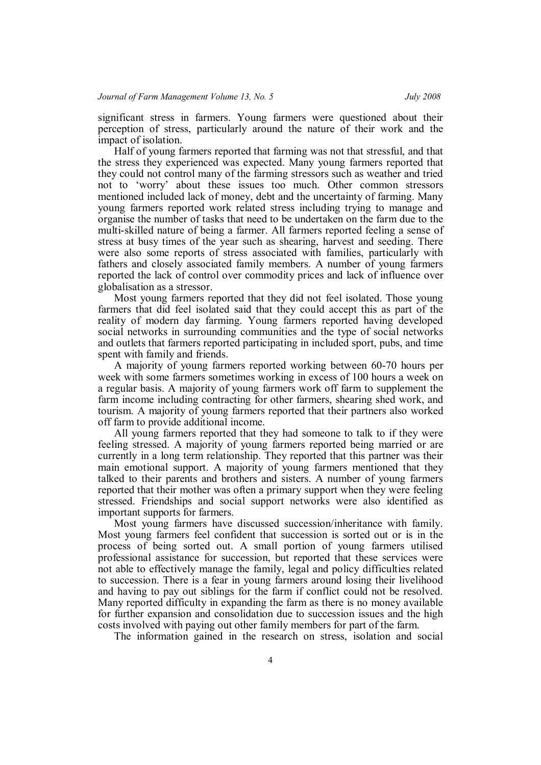significant stress in farmers. Young farmers were questioned about their perception of stress, particularly around the nature of their work and the impact of isolation.

Half of young farmers reported that farming was not that stressful, and that the stress they experienced was expected. Many young farmers reported that they could not control many of the farming stressors such as weather and tried not to 'worry' about these issues too much. Other common stressors mentioned included lack of money, debt and the uncertainty of farming. Many young farmers reported work related stress including trying to manage and organise the number of tasks that need to be undertaken on the farm due to the multi-skilled nature of being a farmer. All farmers reported feeling a sense of stress at busy times of the year such as shearing, harvest and seeding. There were also some reports of stress associated with families, particularly with fathers and closely associated family members. A number of young farmers reported the lack of control over commodity prices and lack of influence over globalisation as a stressor.

Most young farmers reported that they did not feel isolated. Those young farmers that did feel isolated said that they could accept this as part of the reality of modern day farming. Young farmers reported having developed social networks in surrounding communities and the type of social networks and outlets that farmers reported participating in included sport, pubs, and time spent with family and friends.

A majority of young farmers reported working between 60-70 hours per week with some farmers sometimes working in excess of 100 hours a week on a regular basis. A majority of young farmers work off farm to supplement the farm income including contracting for other farmers, shearing shed work, and tourism. A majority of young farmers reported that their partners also worked off farm to provide additional income.

All young farmers reported that they had someone to talk to if they were feeling stressed. A majority of young farmers reported being married or are currently in a long term relationship. They reported that this partner was their main emotional support. A majority of young farmers mentioned that they talked to their parents and brothers and sisters. A number of young farmers reported that their mother was often a primary support when they were feeling stressed. Friendships and social support networks were also identified as important supports for farmers.

Most young farmers have discussed succession/inheritance with family. Most young farmers feel confident that succession is sorted out or is in the process of being sorted out. A small portion of young farmers utilised professional assistance for succession, but reported that these services were not able to effectively manage the family, legal and policy difficulties related to succession. There is a fear in young farmers around losing their livelihood and having to pay out siblings for the farm if conflict could not be resolved. Many reported difficulty in expanding the farm as there is no money available for further expansion and consolidation due to succession issues and the high costs involved with paying out other family members for part of the farm.

The information gained in the research on stress, isolation and social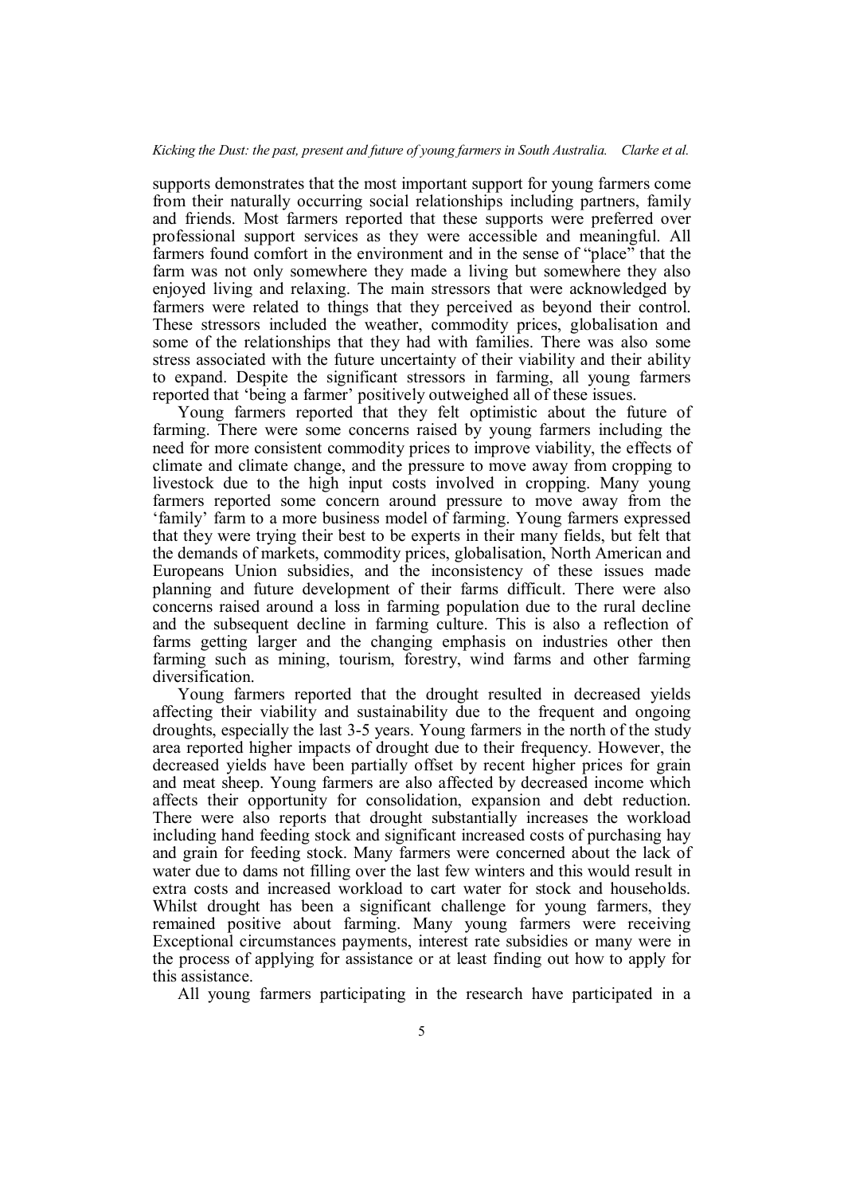supports demonstrates that the most important support for young farmers come from their naturally occurring social relationships including partners, family and friends. Most farmers reported that these supports were preferred over professional support services as they were accessible and meaningful. All farmers found comfort in the environment and in the sense of "place" that the farm was not only somewhere they made a living but somewhere they also enjoyed living and relaxing. The main stressors that were acknowledged by farmers were related to things that they perceived as beyond their control. These stressors included the weather, commodity prices, globalisation and some of the relationships that they had with families. There was also some stress associated with the future uncertainty of their viability and their ability to expand. Despite the significant stressors in farming, all young farmers reported that 'being a farmer' positively outweighed all of these issues.

Young farmers reported that they felt optimistic about the future of farming. There were some concerns raised by young farmers including the need for more consistent commodity prices to improve viability, the effects of climate and climate change, and the pressure to move away from cropping to livestock due to the high input costs involved in cropping. Many young farmers reported some concern around pressure to move away from the 'family' farm to a more business model of farming. Young farmers expressed that they were trying their best to be experts in their many fields, but felt that the demands of markets, commodity prices, globalisation, North American and Europeans Union subsidies, and the inconsistency of these issues made planning and future development of their farms difficult. There were also concerns raised around a loss in farming population due to the rural decline and the subsequent decline in farming culture. This is also a reflection of farms getting larger and the changing emphasis on industries other then farming such as mining, tourism, forestry, wind farms and other farming diversification.

Young farmers reported that the drought resulted in decreased yields affecting their viability and sustainability due to the frequent and ongoing droughts, especially the last 3-5 years. Young farmers in the north of the study area reported higher impacts of drought due to their frequency. However, the decreased yields have been partially offset by recent higher prices for grain and meat sheep. Young farmers are also affected by decreased income which affects their opportunity for consolidation, expansion and debt reduction. There were also reports that drought substantially increases the workload including hand feeding stock and significant increased costs of purchasing hay and grain for feeding stock. Many farmers were concerned about the lack of water due to dams not filling over the last few winters and this would result in extra costs and increased workload to cart water for stock and households. Whilst drought has been a significant challenge for young farmers, they remained positive about farming. Many young farmers were receiving Exceptional circumstances payments, interest rate subsidies or many were in the process of applying for assistance or at least finding out how to apply for this assistance.

All young farmers participating in the research have participated in a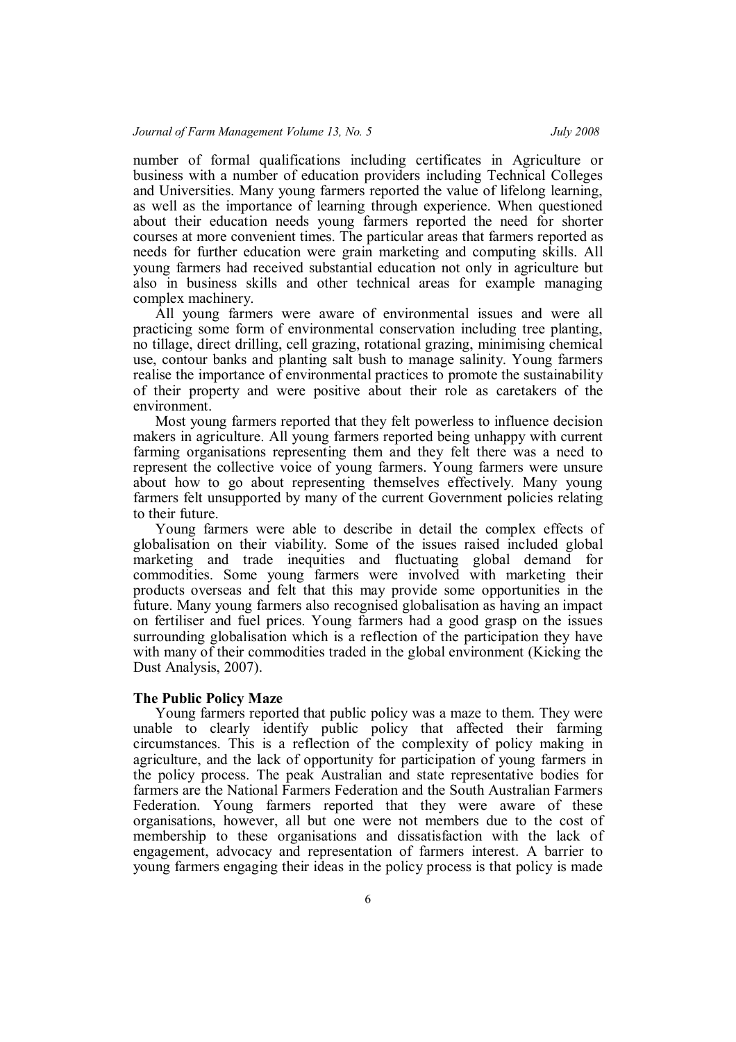number of formal qualifications including certificates in Agriculture or business with a number of education providers including Technical Colleges and Universities. Many young farmers reported the value of lifelong learning, as well as the importance of learning through experience. When questioned about their education needs young farmers reported the need for shorter courses at more convenient times. The particular areas that farmers reported as needs for further education were grain marketing and computing skills. All young farmers had received substantial education not only in agriculture but also in business skills and other technical areas for example managing complex machinery.

All young farmers were aware of environmental issues and were all practicing some form of environmental conservation including tree planting, no tillage, direct drilling, cell grazing, rotational grazing, minimising chemical use, contour banks and planting salt bush to manage salinity. Young farmers realise the importance of environmental practices to promote the sustainability of their property and were positive about their role as caretakers of the environment.

Most young farmers reported that they felt powerless to influence decision makers in agriculture. All young farmers reported being unhappy with current farming organisations representing them and they felt there was a need to represent the collective voice of young farmers. Young farmers were unsure about how to go about representing themselves effectively. Many young farmers felt unsupported by many of the current Government policies relating to their future.

Young farmers were able to describe in detail the complex effects of globalisation on their viability. Some of the issues raised included global marketing and trade inequities and fluctuating global demand for commodities. Some young farmers were involved with marketing their products overseas and felt that this may provide some opportunities in the future. Many young farmers also recognised globalisation as having an impact on fertiliser and fuel prices. Young farmers had a good grasp on the issues surrounding globalisation which is a reflection of the participation they have with many of their commodities traded in the global environment (Kicking the Dust Analysis, 2007).

**The Public Policy Maze**

Young farmers reported that public policy was a maze to them. They were unable to clearly identify public policy that affected their farming circumstances. This is a reflection of the complexity of policy making in agriculture, and the lack of opportunity for participation of young farmers in the policy process. The peak Australian and state representative bodies for farmers are the National Farmers Federation and the South Australian Farmers Federation. Young farmers reported that they were aware of these organisations, however, all but one were not members due to the cost of membership to these organisations and dissatisfaction with the lack of engagement, advocacy and representation of farmers interest. A barrier to young farmers engaging their ideas in the policy process is that policy is made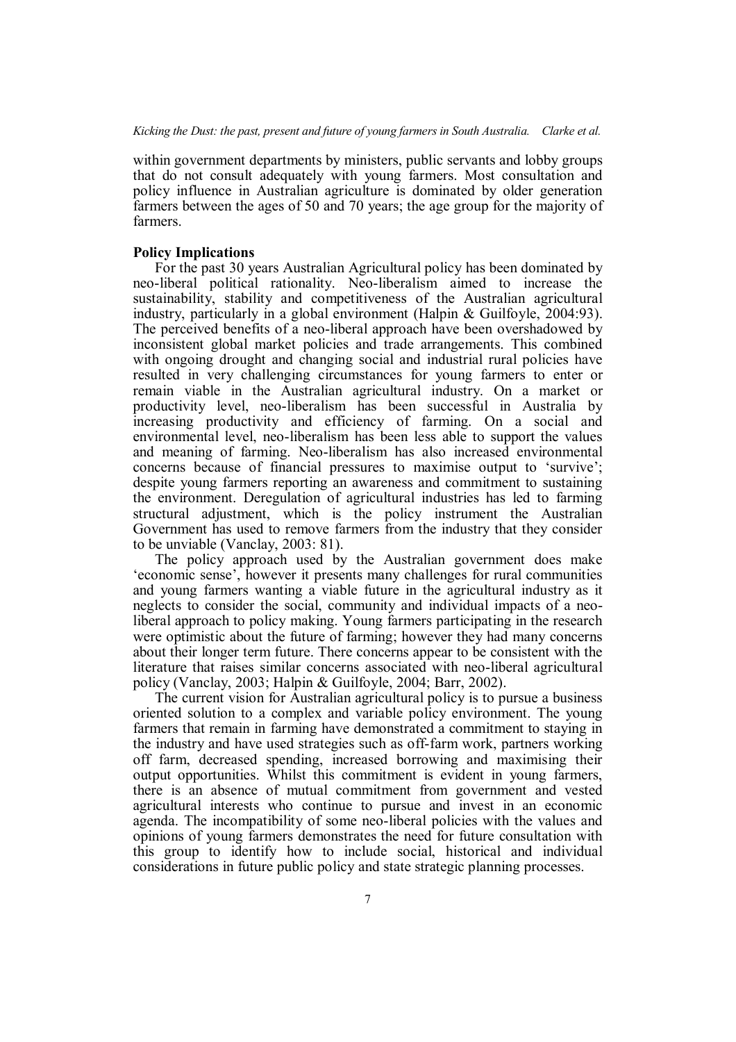within government departments by ministers, public servants and lobby groups that do not consult adequately with young farmers. Most consultation and policy influence in Australian agriculture is dominated by older generation farmers between the ages of 50 and 70 years; the age group for the majority of farmers.

**Policy Implications**

For the past 30 years Australian Agricultural policy has been dominated by neo-liberal political rationality. Neo-liberalism aimed to increase the sustainability, stability and competitiveness of the Australian agricultural industry, particularly in a global environment (Halpin & Guilfoyle, 2004:93). The perceived benefits of a neo-liberal approach have been overshadowed by inconsistent global market policies and trade arrangements. This combined with ongoing drought and changing social and industrial rural policies have resulted in very challenging circumstances for young farmers to enter or remain viable in the Australian agricultural industry. On a market or productivity level, neo-liberalism has been successful in Australia by increasing productivity and efficiency of farming. On a social and environmental level, neo-liberalism has been less able to support the values and meaning of farming. Neo-liberalism has also increased environmental concerns because of financial pressures to maximise output to 'survive'; despite young farmers reporting an awareness and commitment to sustaining the environment. Deregulation of agricultural industries has led to farming structural adjustment, which is the policy instrument the Australian Government has used to remove farmers from the industry that they consider to be unviable (Vanclay, 2003: 81).

The policy approach used by the Australian government does make 'economic sense', however it presents many challenges for rural communities and young farmers wanting a viable future in the agricultural industry as it neglects to consider the social, community and individual impacts of a neo-liberal approach to policy making. Young farmers participating in the research were optimistic about the future of farming; however they had many concerns about their longer term future. There concerns appear to be consistent with the literature that raises similar concerns associated with neo-liberal agricultural policy (Vanclay, 2003; Halpin & Guilfoyle, 2004; Barr, 2002).

The current vision for Australian agricultural policy is to pursue a business oriented solution to a complex and variable policy environment. The young farmers that remain in farming have demonstrated a commitment to staying in the industry and have used strategies such as off-farm work, partners working off farm, decreased spending, increased borrowing and maximising their output opportunities. Whilst this commitment is evident in young farmers, there is an absence of mutual commitment from government and vested agricultural interests who continue to pursue and invest in an economic agenda. The incompatibility of some neo-liberal policies with the values and opinions of young farmers demonstrates the need for future consultation with this group to identify how to include social, historical and individual considerations in future public policy and state strategic planning processes.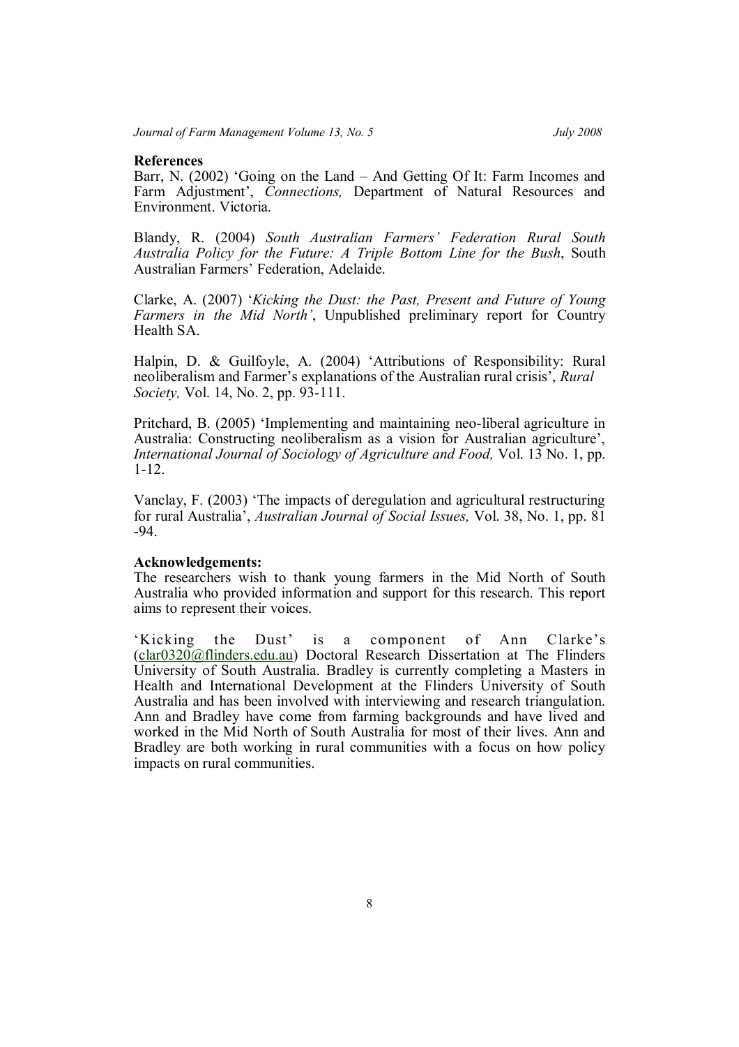**References**

Barr, N. (2002) 'Going on the Land – And Getting Of It: Farm Incomes and Farm Adjustment', *Connections,* Department of Natural Resources and Environment. Victoria.

Blandy, R. (2004) *South Australian Farmers' Federation Rural South Australia Policy for the Future: A Triple Bottom Line for the Bush*, South Australian Farmers' Federation, Adelaide.

Clarke, A. (2007) '*Kicking the Dust: the Past, Present and Future of Young Farmers in the Mid North'*, Unpublished preliminary report for Country Health SA.

Halpin, D. & Guilfoyle, A. (2004) 'Attributions of Responsibility: Rural neoliberalism and Farmer's explanations of the Australian rural crisis', *Rural Society,* Vol. 14, No. 2, pp. 93-111.

Pritchard, B. (2005) 'Implementing and maintaining neo-liberal agriculture in Australia: Constructing neoliberalism as a vision for Australian agriculture', *International Journal of Sociology of Agriculture and Food,* Vol. 13 No. 1, pp. 1-12.

Vanclay, F. (2003) 'The impacts of deregulation and agricultural restructuring for rural Australia', *Australian Journal of Social Issues,* Vol. 38, No. 1, pp. 81 -94.

**Acknowledgements:**

The researchers wish to thank young farmers in the Mid North of South Australia who provided information and support for this research. This report aims to represent their voices.

'Kicking the Dust' is a component of Ann Clarke's (clar0320@flinders.edu.au) Doctoral Research Dissertation at The Flinders University of South Australia. Bradley is currently completing a Masters in Health and International Development at the Flinders University of South Australia and has been involved with interviewing and research triangulation. Ann and Bradley have come from farming backgrounds and have lived and worked in the Mid North of South Australia for most of their lives. Ann and Bradley are both working in rural communities with a focus on how policy impacts on rural communities.